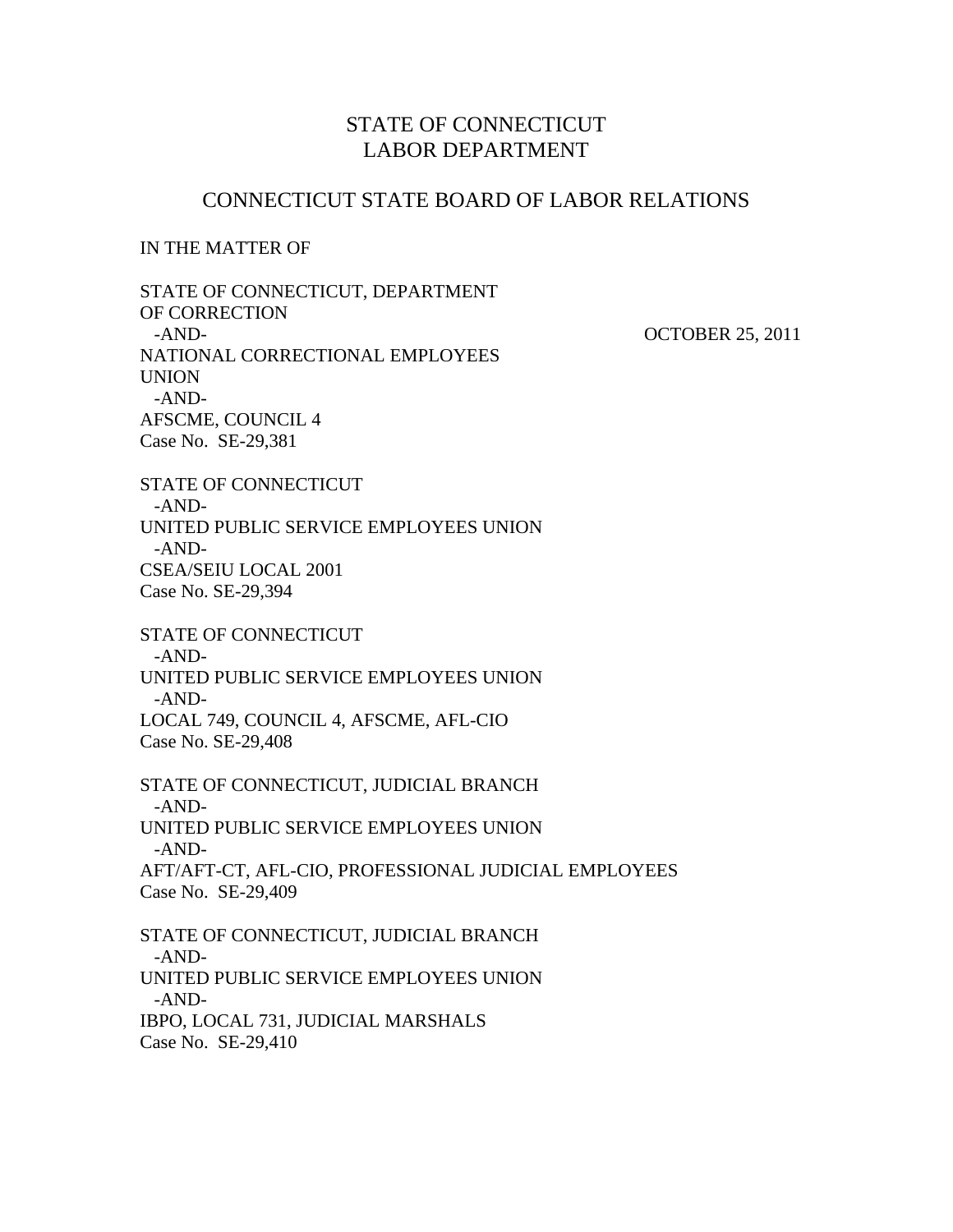# STATE OF CONNECTICUT
# LABOR DEPARTMENT

## CONNECTICUT STATE BOARD OF LABOR RELATIONS

IN THE MATTER OF

STATE OF CONNECTICUT, DEPARTMENT OF CORRECTION
-AND-
NATIONAL CORRECTIONAL EMPLOYEES UNION
-AND-
AFSCME, COUNCIL 4
Case No. SE-29,381

OCTOBER 25, 2011

STATE OF CONNECTICUT
-AND-
UNITED PUBLIC SERVICE EMPLOYEES UNION
-AND-
CSEA/SEIU LOCAL 2001
Case No. SE-29,394

STATE OF CONNECTICUT
-AND-
UNITED PUBLIC SERVICE EMPLOYEES UNION
-AND-
LOCAL 749, COUNCIL 4, AFSCME, AFL-CIO
Case No. SE-29,408

STATE OF CONNECTICUT, JUDICIAL BRANCH
-AND-
UNITED PUBLIC SERVICE EMPLOYEES UNION
-AND-
AFT/AFT-CT, AFL-CIO, PROFESSIONAL JUDICIAL EMPLOYEES
Case No. SE-29,409

STATE OF CONNECTICUT, JUDICIAL BRANCH
-AND-
UNITED PUBLIC SERVICE EMPLOYEES UNION
-AND-
IBPO, LOCAL 731, JUDICIAL MARSHALS
Case No. SE-29,410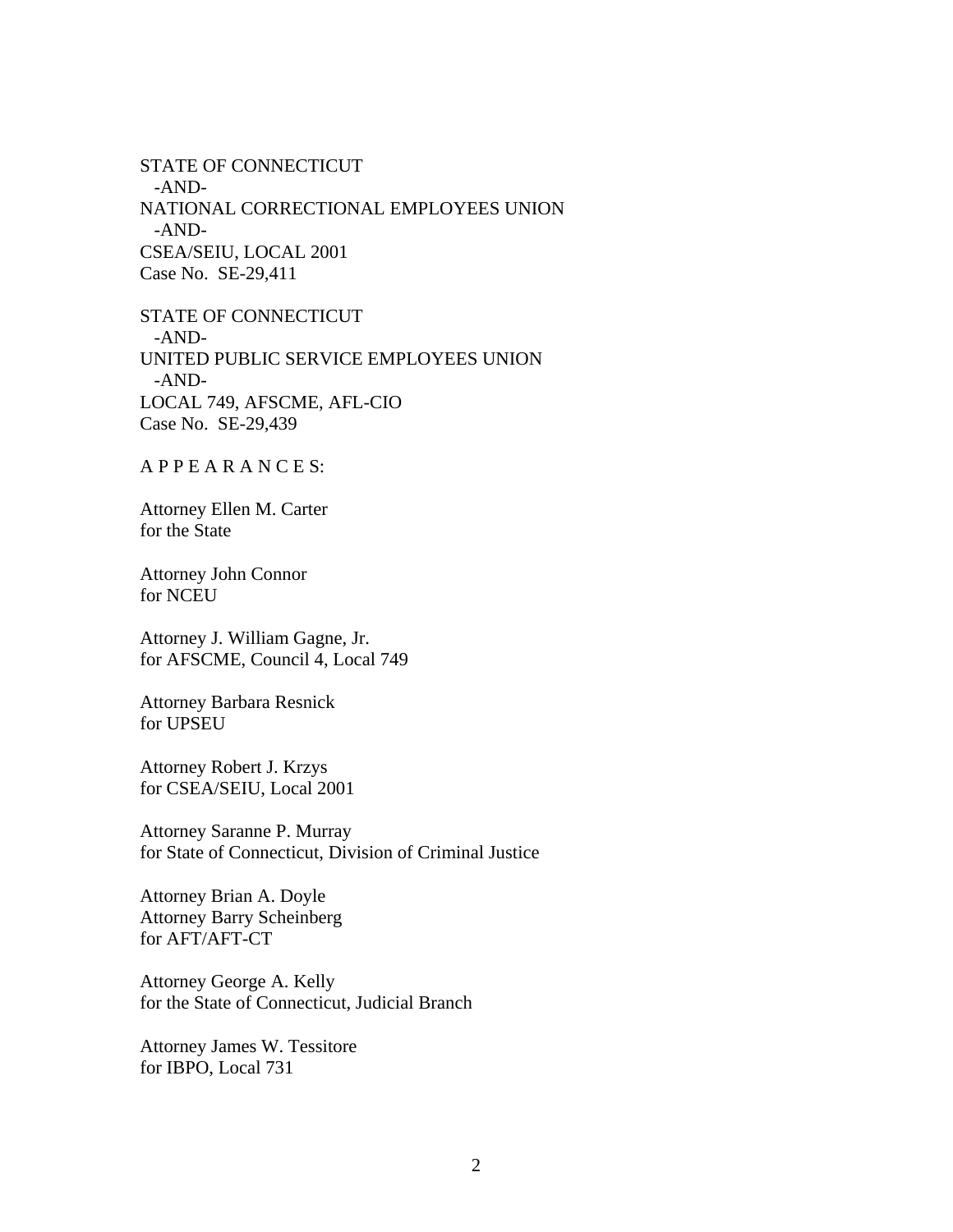STATE OF CONNECTICUT
-AND-
NATIONAL CORRECTIONAL EMPLOYEES UNION
-AND-
CSEA/SEIU, LOCAL 2001
Case No. SE-29,411

STATE OF CONNECTICUT
-AND-
UNITED PUBLIC SERVICE EMPLOYEES UNION
-AND-
LOCAL 749, AFSCME, AFL-CIO
Case No. SE-29,439

A P P E A R A N C E S:

Attorney Ellen M. Carter
for the State

Attorney John Connor
for NCEU

Attorney J. William Gagne, Jr.
for AFSCME, Council 4, Local 749

Attorney Barbara Resnick
for UPSEU

Attorney Robert J. Krzys
for CSEA/SEIU, Local 2001

Attorney Saranne P. Murray
for State of Connecticut, Division of Criminal Justice

Attorney Brian A. Doyle
Attorney Barry Scheinberg
for AFT/AFT-CT

Attorney George A. Kelly
for the State of Connecticut, Judicial Branch

Attorney James W. Tessitore
for IBPO, Local 731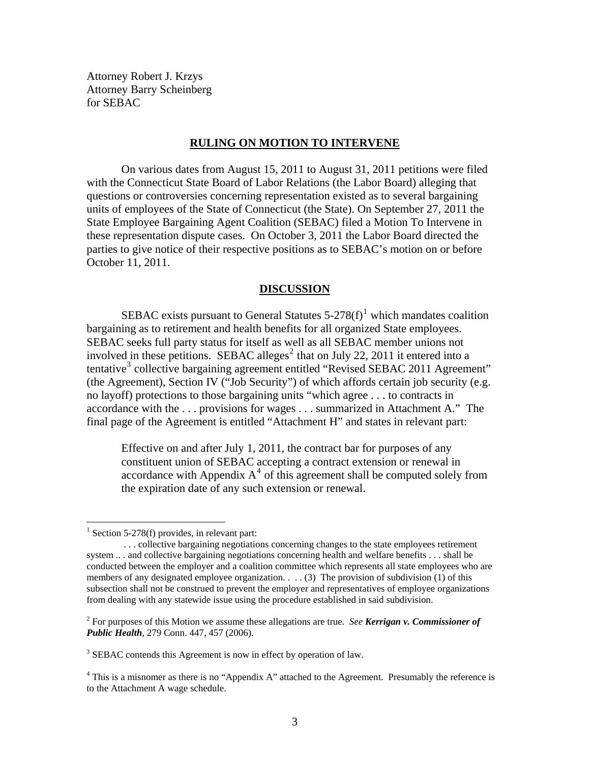Attorney Robert J. Krzys
Attorney Barry Scheinberg
for SEBAC

## RULING ON MOTION TO INTERVENE

On various dates from August 15, 2011 to August 31, 2011 petitions were filed with the Connecticut State Board of Labor Relations (the Labor Board) alleging that questions or controversies concerning representation existed as to several bargaining units of employees of the State of Connecticut (the State). On September 27, 2011 the State Employee Bargaining Agent Coalition (SEBAC) filed a Motion To Intervene in these representation dispute cases. On October 3, 2011 the Labor Board directed the parties to give notice of their respective positions as to SEBAC's motion on or before October 11, 2011.

## DISCUSSION

SEBAC exists pursuant to General Statutes 5-278(f)[1] which mandates coalition bargaining as to retirement and health benefits for all organized State employees. SEBAC seeks full party status for itself as well as all SEBAC member unions not involved in these petitions. SEBAC alleges[2] that on July 22, 2011 it entered into a tentative[3] collective bargaining agreement entitled "Revised SEBAC 2011 Agreement" (the Agreement), Section IV ("Job Security") of which affords certain job security (e.g. no layoff) protections to those bargaining units "which agree . . . to contracts in accordance with the . . . provisions for wages . . . summarized in Attachment A." The final page of the Agreement is entitled "Attachment H" and states in relevant part:

> Effective on and after July 1, 2011, the contract bar for purposes of any constituent union of SEBAC accepting a contract extension or renewal in accordance with Appendix A[4] of this agreement shall be computed solely from the expiration date of any such extension or renewal.

---

[1] Section 5-278(f) provides, in relevant part:

> . . . collective bargaining negotiations concerning changes to the state employees retirement system .. . and collective bargaining negotiations concerning health and welfare benefits . . . shall be conducted between the employer and a coalition committee which represents all state employees who are members of any designated employee organization. . . . (3) The provision of subdivision (1) of this subsection shall not be construed to prevent the employer and representatives of employee organizations from dealing with any statewide issue using the procedure established in said subdivision.

[2] For purposes of this Motion we assume these allegations are true. *See* ***Kerrigan v. Commissioner of Public Health***, 279 Conn. 447, 457 (2006).

[3] SEBAC contends this Agreement is now in effect by operation of law.

[4] This is a misnomer as there is no "Appendix A" attached to the Agreement. Presumably the reference is to the Attachment A wage schedule.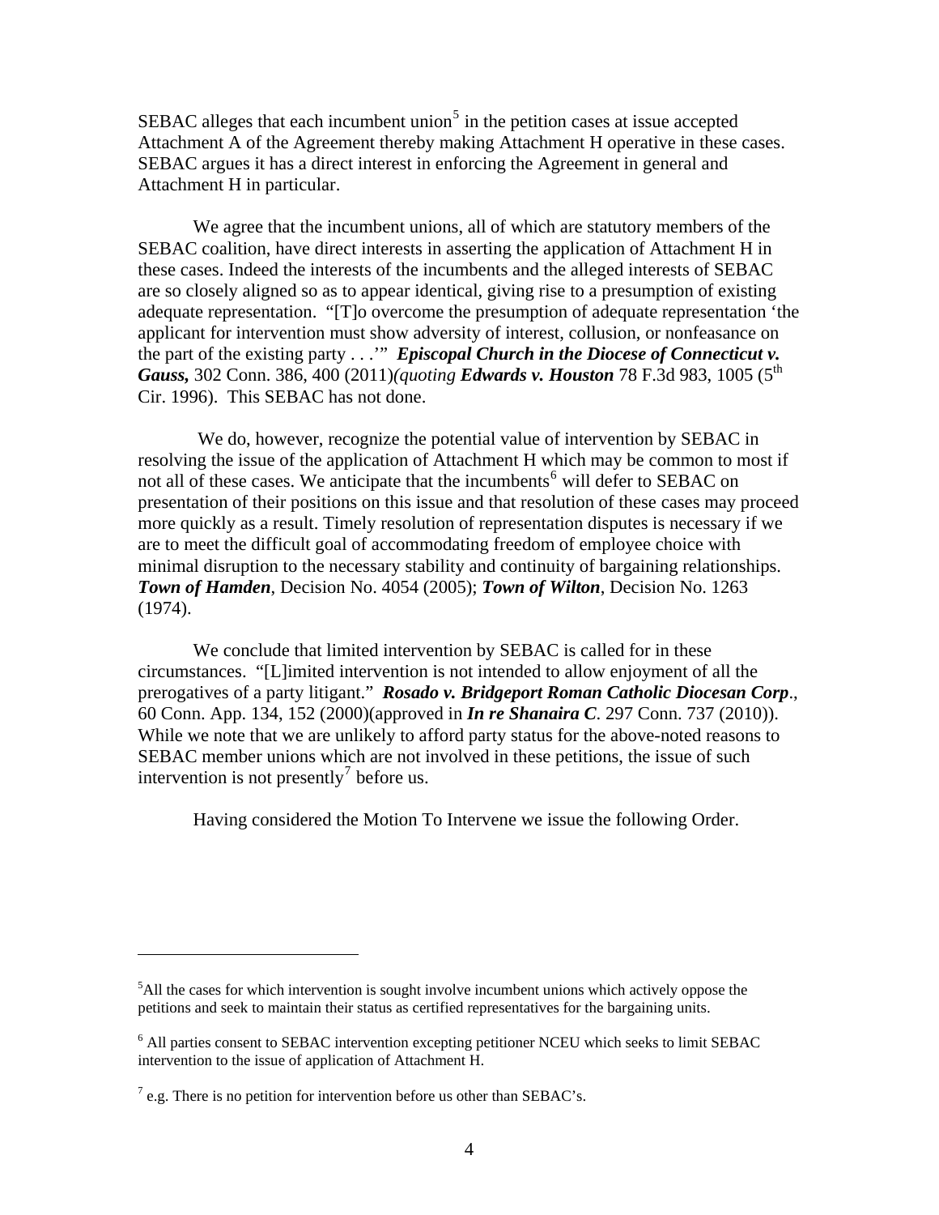SEBAC alleges that each incumbent union[5] in the petition cases at issue accepted Attachment A of the Agreement thereby making Attachment H operative in these cases. SEBAC argues it has a direct interest in enforcing the Agreement in general and Attachment H in particular.

We agree that the incumbent unions, all of which are statutory members of the SEBAC coalition, have direct interests in asserting the application of Attachment H in these cases. Indeed the interests of the incumbents and the alleged interests of SEBAC are so closely aligned so as to appear identical, giving rise to a presumption of existing adequate representation. "[T]o overcome the presumption of adequate representation 'the applicant for intervention must show adversity of interest, collusion, or nonfeasance on the part of the existing party . . .'" ***Episcopal Church in the Diocese of Connecticut v. Gauss,*** 302 Conn. 386, 400 (2011)*(quoting* ***Edwards v. Houston*** 78 F.3d 983, 1005 (5th Cir. 1996). This SEBAC has not done.

We do, however, recognize the potential value of intervention by SEBAC in resolving the issue of the application of Attachment H which may be common to most if not all of these cases. We anticipate that the incumbents[6] will defer to SEBAC on presentation of their positions on this issue and that resolution of these cases may proceed more quickly as a result. Timely resolution of representation disputes is necessary if we are to meet the difficult goal of accommodating freedom of employee choice with minimal disruption to the necessary stability and continuity of bargaining relationships. ***Town of Hamden***, Decision No. 4054 (2005); ***Town of Wilton***, Decision No. 1263 (1974).

We conclude that limited intervention by SEBAC is called for in these circumstances. "[L]imited intervention is not intended to allow enjoyment of all the prerogatives of a party litigant." ***Rosado v. Bridgeport Roman Catholic Diocesan Corp***., 60 Conn. App. 134, 152 (2000)(approved in ***In re Shanaira C***. 297 Conn. 737 (2010)). While we note that we are unlikely to afford party status for the above-noted reasons to SEBAC member unions which are not involved in these petitions, the issue of such intervention is not presently[7] before us.

Having considered the Motion To Intervene we issue the following Order.

---

[5] All the cases for which intervention is sought involve incumbent unions which actively oppose the petitions and seek to maintain their status as certified representatives for the bargaining units.

[6] All parties consent to SEBAC intervention excepting petitioner NCEU which seeks to limit SEBAC intervention to the issue of application of Attachment H.

[7] e.g. There is no petition for intervention before us other than SEBAC's.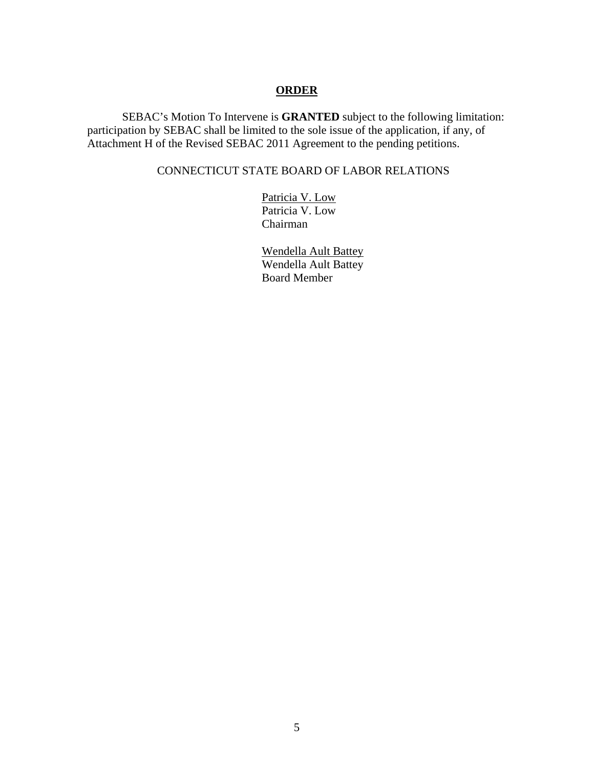**ORDER**

SEBAC's Motion To Intervene is **GRANTED** subject to the following limitation: participation by SEBAC shall be limited to the sole issue of the application, if any, of Attachment H of the Revised SEBAC 2011 Agreement to the pending petitions.

CONNECTICUT STATE BOARD OF LABOR RELATIONS

Patricia V. Low
Patricia V. Low
Chairman

Wendella Ault Battey
Wendella Ault Battey
Board Member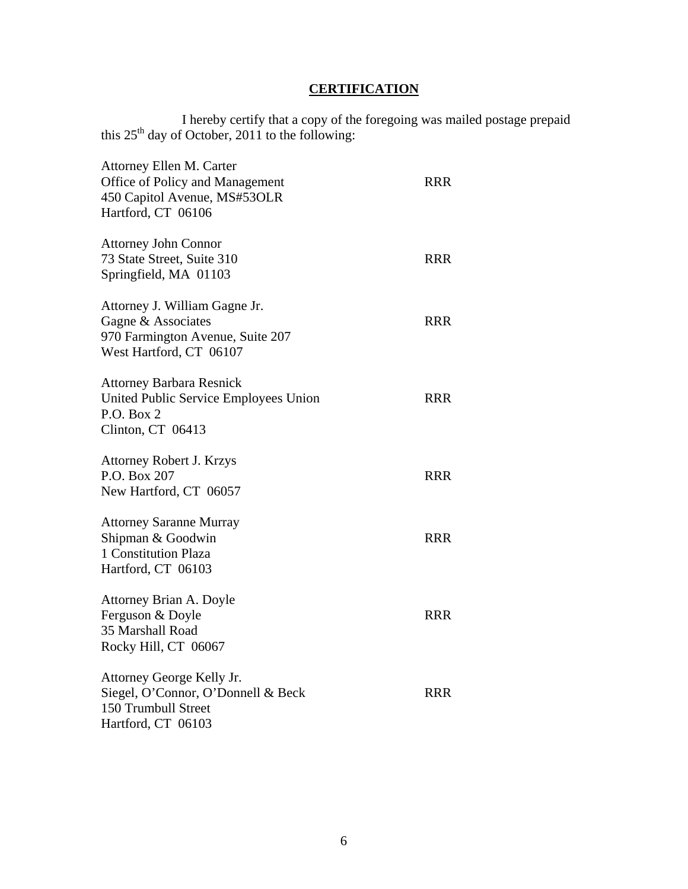# **CERTIFICATION**

I hereby certify that a copy of the foregoing was mailed postage prepaid this 25th day of October, 2011 to the following:

Attorney Ellen M. Carter  
Office of Policy and Management  
450 Capitol Avenue, MS#53OLR  
Hartford, CT 06106  
RRR

Attorney John Connor  
73 State Street, Suite 310  
Springfield, MA 01103  
RRR

Attorney J. William Gagne Jr.  
Gagne & Associates  
970 Farmington Avenue, Suite 207  
West Hartford, CT 06107  
RRR

Attorney Barbara Resnick  
United Public Service Employees Union  
P.O. Box 2  
Clinton, CT 06413  
RRR

Attorney Robert J. Krzys  
P.O. Box 207  
New Hartford, CT 06057  
RRR

Attorney Saranne Murray  
Shipman & Goodwin  
1 Constitution Plaza  
Hartford, CT 06103  
RRR

Attorney Brian A. Doyle  
Ferguson & Doyle  
35 Marshall Road  
Rocky Hill, CT 06067  
RRR

Attorney George Kelly Jr.  
Siegel, O'Connor, O'Donnell & Beck  
150 Trumbull Street  
Hartford, CT 06103  
RRR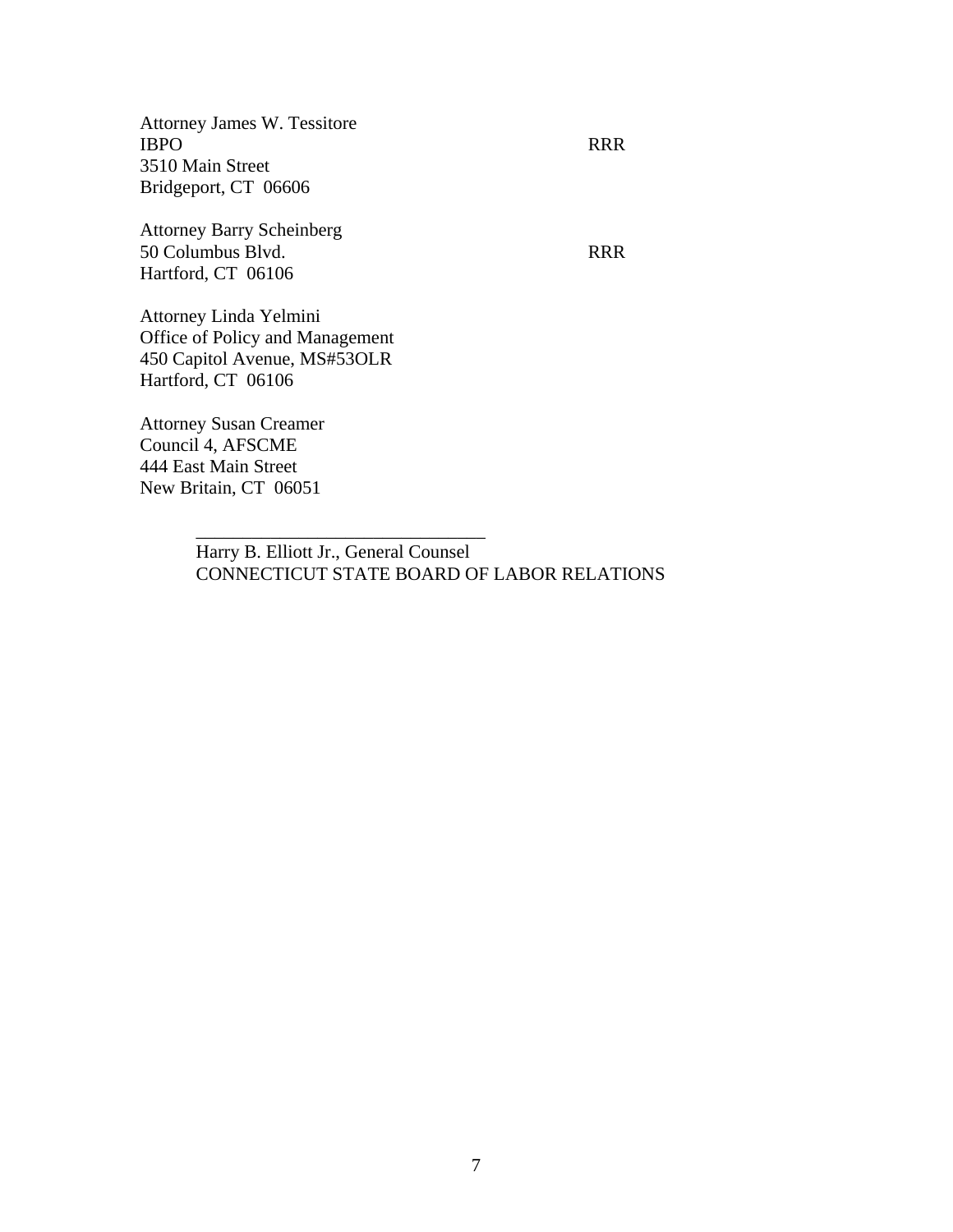Attorney James W. Tessitore  
IBPO RRR  
3510 Main Street  
Bridgeport, CT 06606

Attorney Barry Scheinberg  
50 Columbus Blvd. RRR  
Hartford, CT 06106

Attorney Linda Yelmini  
Office of Policy and Management  
450 Capitol Avenue, MS#53OLR  
Hartford, CT 06106

Attorney Susan Creamer  
Council 4, AFSCME  
444 East Main Street  
New Britain, CT 06051

\_\_\_\_\_\_\_\_\_\_\_\_\_\_\_\_\_\_\_\_\_\_\_\_\_\_\_\_\_\_\_  
Harry B. Elliott Jr., General Counsel  
CONNECTICUT STATE BOARD OF LABOR RELATIONS